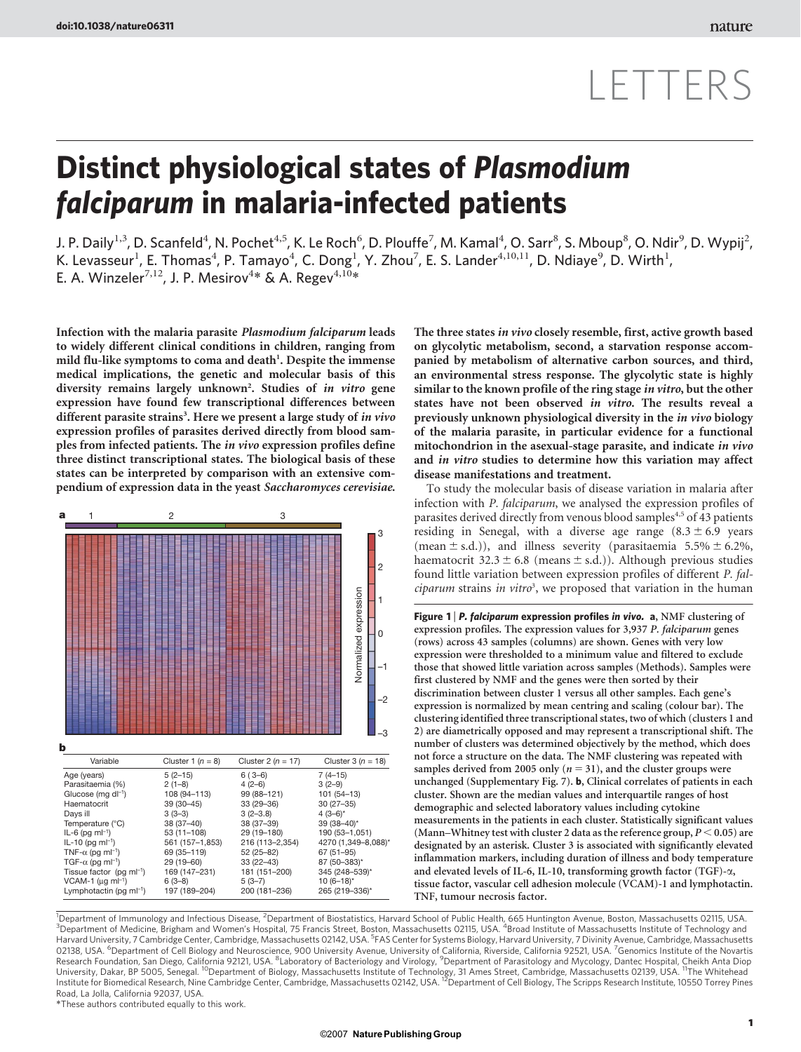LETTERS

# Distinct physiological states of *Plasmodium falciparum* in malaria-infected patients

J. P. Daily[1,3], D. Scanfeld[4], N. Pochet[4,5], K. Le Roch[6], D. Plouffe[7], M. Kamal[4], O. Sarr[8], S. Mboup[8], O. Ndir[9], D. Wypij[2], K. Levasseur[1], E. Thomas[4], P. Tamayo[4], C. Dong[1], Y. Zhou[7], E. S. Lander[4,10,11], D. Ndiaye[9], D. Wirth[1], E. A. Winzeler[7,12], J. P. Mesirov[4]* & A. Regev[4,10]*

**Infection with the malaria parasite *Plasmodium falciparum* leads to widely different clinical conditions in children, ranging from mild flu-like symptoms to coma and death[1]. Despite the immense medical implications, the genetic and molecular basis of this diversity remains largely unknown[2]. Studies of *in vitro* gene expression have found few transcriptional differences between different parasite strains[3]. Here we present a large study of *in vivo* expression profiles of parasites derived directly from blood samples from infected patients. The *in vivo* expression profiles define three distinct transcriptional states. The biological basis of these states can be interpreted by comparison with an extensive compendium of expression data in the yeast *Saccharomyces cerevisiae*. The three states *in vivo* closely resemble, first, active growth based on glycolytic metabolism, second, a starvation response accompanied by metabolism of alternative carbon sources, and, third, an environmental stress response. The glycolytic state is highly similar to the known profile of the ring stage *in vitro*, but the other states have not been observed *in vitro*. The results reveal a previously unknown physiological diversity in the *in vivo* biology of the malaria parasite, in particular evidence for a functional mitochondrion in the asexual-stage parasite, and indicate *in vivo* and *in vitro* studies to determine how this variation may affect disease manifestations and treatment.**

To study the molecular basis of disease variation in malaria after infection with *P. falciparum*, we analysed the expression profiles of parasites derived directly from venous blood samples[4,5] of 43 patients residing in Senegal, with a diverse age range (8.3 ± 6.9 years (mean ± s.d.)), and illness severity (parasitaemia 5.5% ± 6.2%, haematocrit 32.3 ± 6.8 (means ± s.d.)). Although previous studies found little variation between expression profiles of different *P. falciparum* strains *in vitro*[3], we proposed that variation in the human

| Variable | Cluster 1 ($n = 8$) | Cluster 2 ($n = 17$) | Cluster 3 ($n = 18$) |
|---|---|---|---|
| Age (years) | 5 (2–15) | 6 ( 3–6) | 7 (4–15) |
| Parasitaemia (%) | 2 (1–8) | 4 (2–6) | 3 (2–9) |
| Glucose (mg dl$^{-1}$) | 108 (94–113) | 99 (88–121) | 101 (54–13) |
| Haematocrit | 39 (30–45) | 33 (29–36) | 30 (27–35) |
| Days ill | 3 (3–3) | 3 (2–3.8) | 4 (3–6)* |
| Temperature (°C) | 38 (37–40) | 38 (37–39) | 39 (38–40)* |
| IL-6 (pg ml$^{-1}$) | 53 (11–108) | 29 (19–180) | 190 (53–1,051) |
| IL-10 (pg ml$^{-1}$) | 561 (157–1,853) | 216 (113–2,354) | 4270 (1,349–8,088)* |
| TNF-α (pg ml$^{-1}$) | 69 (35–119) | 52 (25–82) | 67 (51–95) |
| TGF-α (pg ml$^{-1}$) | 29 (19–60) | 33 (22–43) | 87 (50–383)* |
| Tissue factor (pg ml$^{-1}$) | 169 (147–231) | 181 (151–200) | 345 (248–539)* |
| VCAM-1 (μg ml$^{-1}$) | 6 (3–8) | 5 (3–7) | 10 (6–18)* |
| Lymphotactin (pg ml$^{-1}$) | 197 (189–204) | 200 (181–236) | 265 (219–336)* |

**Figure 1 | *P. falciparum* expression profiles *in vivo*. a**, NMF clustering of expression profiles. The expression values for 3,937 *P. falciparum* genes (rows) across 43 samples (columns) are shown. Genes with very low expression were thresholded to a minimum value and filtered to exclude those that showed little variation across samples (Methods). Samples were first clustered by NMF and the genes were then sorted by their discrimination between cluster 1 versus all other samples. Each gene's expression is normalized by mean centring and scaling (colour bar). The clustering identified three transcriptional states, two of which (clusters 1 and 2) are diametrically opposed and may represent a transcriptional shift. The number of clusters was determined objectively by the method, which does not force a structure on the data. The NMF clustering was repeated with samples derived from 2005 only ($n = 31$), and the cluster groups were unchanged (Supplementary Fig. 7). **b**, Clinical correlates of patients in each cluster. Shown are the median values and interquartile ranges of host demographic and selected laboratory values including cytokine measurements in the patients in each cluster. Statistically significant values (Mann–Whitney test with cluster 2 data as the reference group, $P < 0.05$) are designated by an asterisk. Cluster 3 is associated with significantly elevated inflammation markers, including duration of illness and body temperature and elevated levels of IL-6, IL-10, transforming growth factor (TGF)-α, tissue factor, vascular cell adhesion molecule (VCAM)-1 and lymphotactin. TNF, tumour necrosis factor.

[1]Department of Immunology and Infectious Disease, [2]Department of Biostatistics, Harvard School of Public Health, 665 Huntington Avenue, Boston, Massachusetts 02115, USA. [3]Department of Medicine, Brigham and Women's Hospital, 75 Francis Street, Boston, Massachusetts 02115, USA. [4]Broad Institute of Massachusetts Institute of Technology and Harvard University, 7 Cambridge Center, Cambridge, Massachusetts 02142, USA. [5]FAS Center for Systems Biology, Harvard University, 7 Divinity Avenue, Cambridge, Massachusetts 02138, USA. [6]Department of Cell Biology and Neuroscience, 900 University Avenue, University of California, Riverside, California 92521, USA. [7]Genomics Institute of the Novartis Research Foundation, San Diego, California 92121, USA. [8]Laboratory of Bacteriology and Virology, [9]Department of Parasitology and Mycology, Dantec Hospital, Cheikh Anta Diop University, Dakar, BP 5005, Senegal. [10]Department of Biology, Massachusetts Institute of Technology, 31 Ames Street, Cambridge, Massachusetts 02139, USA. [11]The Whitehead Institute for Biomedical Research, Nine Cambridge Center, Cambridge, Massachusetts 02142, USA. [12]Department of Cell Biology, The Scripps Research Institute, 10550 Torrey Pines Road, La Jolla, California 92037, USA.

*These authors contributed equally to this work.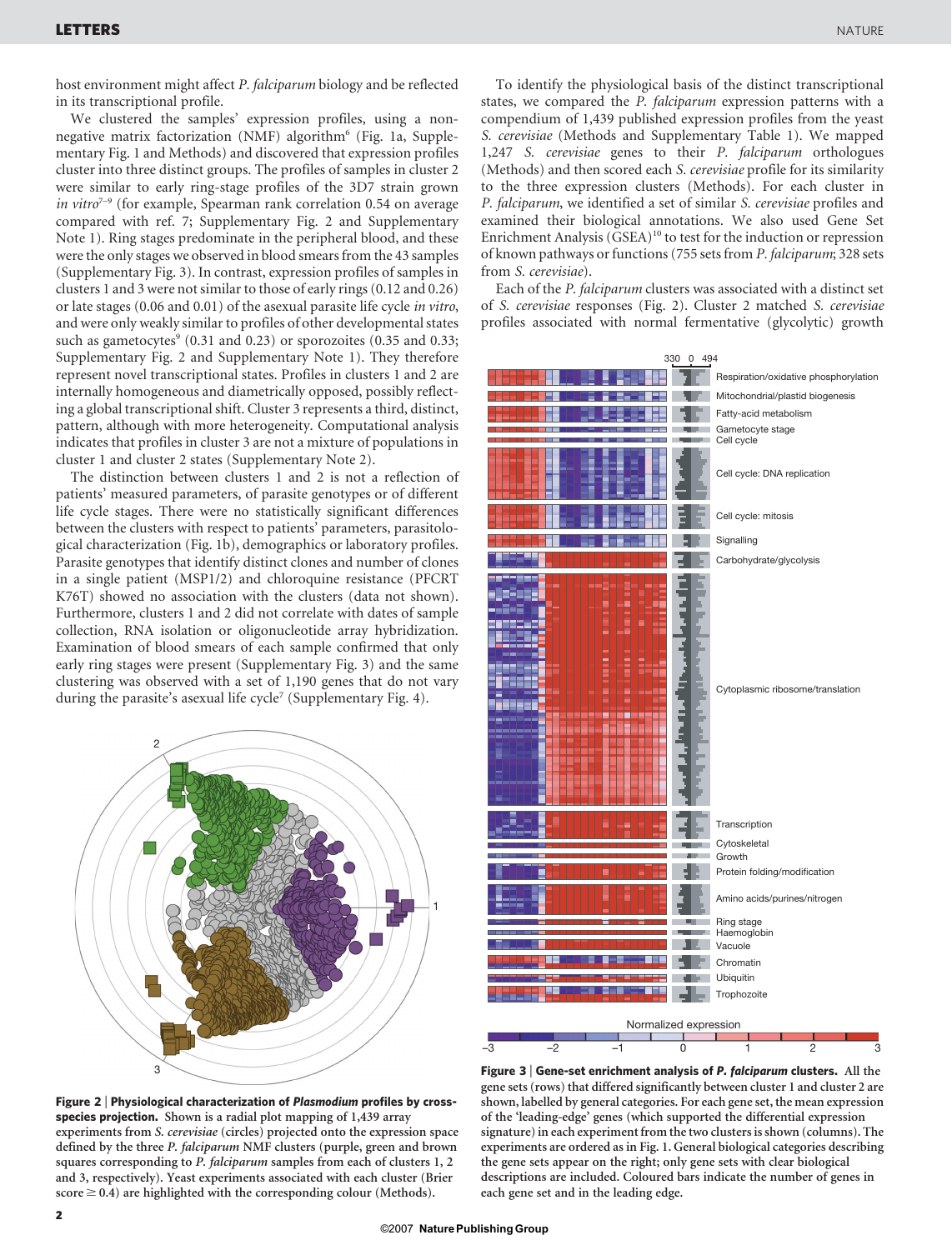host environment might affect *P. falciparum* biology and be reflected in its transcriptional profile.

We clustered the samples' expression profiles, using a non-negative matrix factorization (NMF) algorithm[6] (Fig. 1a, Supplementary Fig. 1 and Methods) and discovered that expression profiles cluster into three distinct groups. The profiles of samples in cluster 2 were similar to early ring-stage profiles of the 3D7 strain grown *in vitro*[7–9] (for example, Spearman rank correlation 0.54 on average compared with ref. 7; Supplementary Fig. 2 and Supplementary Note 1). Ring stages predominate in the peripheral blood, and these were the only stages we observed in blood smears from the 43 samples (Supplementary Fig. 3). In contrast, expression profiles of samples in clusters 1 and 3 were not similar to those of early rings (0.12 and 0.26) or late stages (0.06 and 0.01) of the asexual parasite life cycle *in vitro*, and were only weakly similar to profiles of other developmental states such as gametocytes[9] (0.31 and 0.23) or sporozoites (0.35 and 0.33; Supplementary Fig. 2 and Supplementary Note 1). They therefore represent novel transcriptional states. Profiles in clusters 1 and 2 are internally homogeneous and diametrically opposed, possibly reflecting a global transcriptional shift. Cluster 3 represents a third, distinct, pattern, although with more heterogeneity. Computational analysis indicates that profiles in cluster 3 are not a mixture of populations in cluster 1 and cluster 2 states (Supplementary Note 2).

The distinction between clusters 1 and 2 is not a reflection of patients' measured parameters, of parasite genotypes or of different life cycle stages. There were no statistically significant differences between the clusters with respect to patients' parameters, parasitological characterization (Fig. 1b), demographics or laboratory profiles. Parasite genotypes that identify distinct clones and number of clones in a single patient (MSP1/2) and chloroquine resistance (PFCRT K76T) showed no association with the clusters (data not shown). Furthermore, clusters 1 and 2 did not correlate with dates of sample collection, RNA isolation or oligonucleotide array hybridization. Examination of blood smears of each sample confirmed that only early ring stages were present (Supplementary Fig. 3) and the same clustering was observed with a set of 1,190 genes that do not vary during the parasite's asexual life cycle[7] (Supplementary Fig. 4).

**Figure 2 | Physiological characterization of *Plasmodium* profiles by cross-species projection.** Shown is a radial plot mapping of 1,439 array experiments from *S. cerevisiae* (circles) projected onto the expression space defined by the three *P. falciparum* NMF clusters (purple, green and brown squares corresponding to *P. falciparum* samples from each of clusters 1, 2 and 3, respectively). Yeast experiments associated with each cluster (Brier score ≥ 0.4) are highlighted with the corresponding colour (Methods).

To identify the physiological basis of the distinct transcriptional states, we compared the *P. falciparum* expression patterns with a compendium of 1,439 published expression profiles from the yeast *S. cerevisiae* (Methods and Supplementary Table 1). We mapped 1,247 *S. cerevisiae* genes to their *P. falciparum* orthologues (Methods) and then scored each *S. cerevisiae* profile for its similarity to the three expression clusters (Methods). For each cluster in *P. falciparum*, we identified a set of similar *S. cerevisiae* profiles and examined their biological annotations. We also used Gene Set Enrichment Analysis (GSEA)[10] to test for the induction or repression of known pathways or functions (755 sets from *P. falciparum*; 328 sets from *S. cerevisiae*).

Each of the *P. falciparum* clusters was associated with a distinct set of *S. cerevisiae* responses (Fig. 2). Cluster 2 matched *S. cerevisiae* profiles associated with normal fermentative (glycolytic) growth

**Figure 3 | Gene-set enrichment analysis of *P. falciparum* clusters.** All the gene sets (rows) that differed significantly between cluster 1 and cluster 2 are shown, labelled by general categories. For each gene set, the mean expression of the 'leading-edge' genes (which supported the differential expression signature) in each experiment from the two clusters is shown (columns). The experiments are ordered as in Fig. 1. General biological categories describing the gene sets appear on the right; only gene sets with clear biological descriptions are included. Coloured bars indicate the number of genes in each gene set and in the leading edge.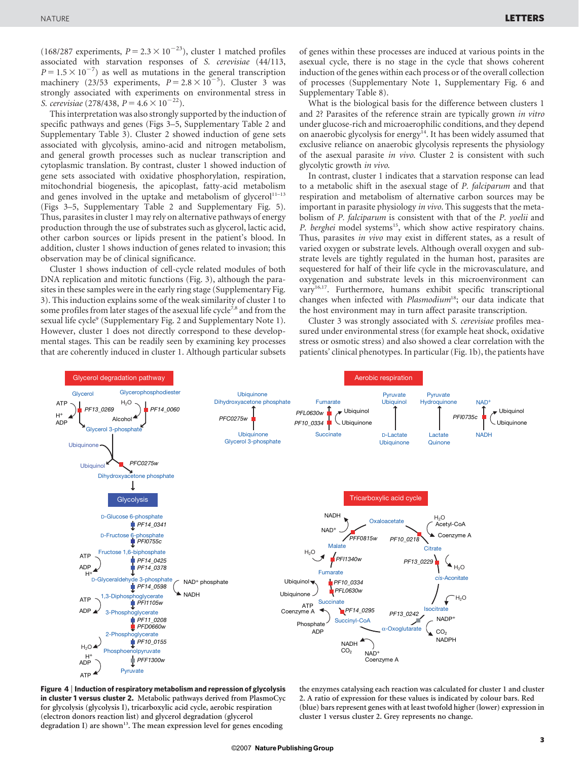(168/287 experiments, $P = 2.3 \times 10^{-23}$), cluster 1 matched profiles associated with starvation responses of *S. cerevisiae* (44/113, $P = 1.5 \times 10^{-7}$) as well as mutations in the general transcription machinery (23/53 experiments, $P = 2.8 \times 10^{-5}$). Cluster 3 was strongly associated with experiments on environmental stress in *S. cerevisiae* (278/438, $P = 4.6 \times 10^{-22}$).

This interpretation was also strongly supported by the induction of specific pathways and genes (Figs 3–5, Supplementary Table 2 and Supplementary Table 3). Cluster 2 showed induction of gene sets associated with glycolysis, amino-acid and nitrogen metabolism, and general growth processes such as nuclear transcription and cytoplasmic translation. By contrast, cluster 1 showed induction of gene sets associated with oxidative phosphorylation, respiration, mitochondrial biogenesis, the apicoplast, fatty-acid metabolism and genes involved in the uptake and metabolism of glycerol[11–13] (Figs 3–5, Supplementary Table 2 and Supplementary Fig. 5). Thus, parasites in cluster 1 may rely on alternative pathways of energy production through the use of substrates such as glycerol, lactic acid, other carbon sources or lipids present in the patient's blood. In addition, cluster 1 shows induction of genes related to invasion; this observation may be of clinical significance.

Cluster 1 shows induction of cell-cycle related modules of both DNA replication and mitotic functions (Fig. 3), although the parasites in these samples were in the early ring stage (Supplementary Fig. 3). This induction explains some of the weak similarity of cluster 1 to some profiles from later stages of the asexual life cycle[7,8] and from the sexual life cycle[9] (Supplementary Fig. 2 and Supplementary Note 1). However, cluster 1 does not directly correspond to these developmental stages. This can be readily seen by examining key processes that are coherently induced in cluster 1. Although particular subsets of genes within these processes are induced at various points in the asexual cycle, there is no stage in the cycle that shows coherent induction of the genes within each process or of the overall collection of processes (Supplementary Note 1, Supplementary Fig. 6 and Supplementary Table 8).

What is the biological basis for the difference between clusters 1 and 2? Parasites of the reference strain are typically grown *in vitro* under glucose-rich and microaerophilic conditions, and they depend on anaerobic glycolysis for energy[14]. It has been widely assumed that exclusive reliance on anaerobic glycolysis represents the physiology of the asexual parasite *in vivo*. Cluster 2 is consistent with such glycolytic growth *in vivo*.

In contrast, cluster 1 indicates that a starvation response can lead to a metabolic shift in the asexual stage of *P. falciparum* and that respiration and metabolism of alternative carbon sources may be important in parasite physiology *in vivo*. This suggests that the metabolism of *P. falciparum* is consistent with that of the *P. yoelii* and *P. berghei* model systems[15], which show active respiratory chains. Thus, parasites *in vivo* may exist in different states, as a result of varied oxygen or substrate levels. Although overall oxygen and substrate levels are tightly regulated in the human host, parasites are sequestered for half of their life cycle in the microvasculature, and oxygenation and substrate levels in this microenvironment can vary[16,17]. Furthermore, humans exhibit specific transcriptional changes when infected with *Plasmodium*[18]; our data indicate that the host environment may in turn affect parasite transcription.

Cluster 3 was strongly associated with *S. cerevisiae* profiles measured under environmental stress (for example heat shock, oxidative stress or osmotic stress) and also showed a clear correlation with the patients' clinical phenotypes. In particular (Fig. 1b), the patients have

**Figure 4 | Induction of respiratory metabolism and repression of glycolysis in cluster 1 versus cluster 2.** Metabolic pathways derived from PlasmoCyc for glycolysis (glycolysis I), tricarboxylic acid cycle, aerobic respiration (electron donors reaction list) and glycerol degradation (glycerol degradation I) are shown[13]. The mean expression level for genes encoding the enzymes catalysing each reaction was calculated for cluster 1 and cluster 2. A ratio of expression for these values is indicated by colour bars. Red (blue) bars represent genes with at least twofold higher (lower) expression in cluster 1 versus cluster 2. Grey represents no change.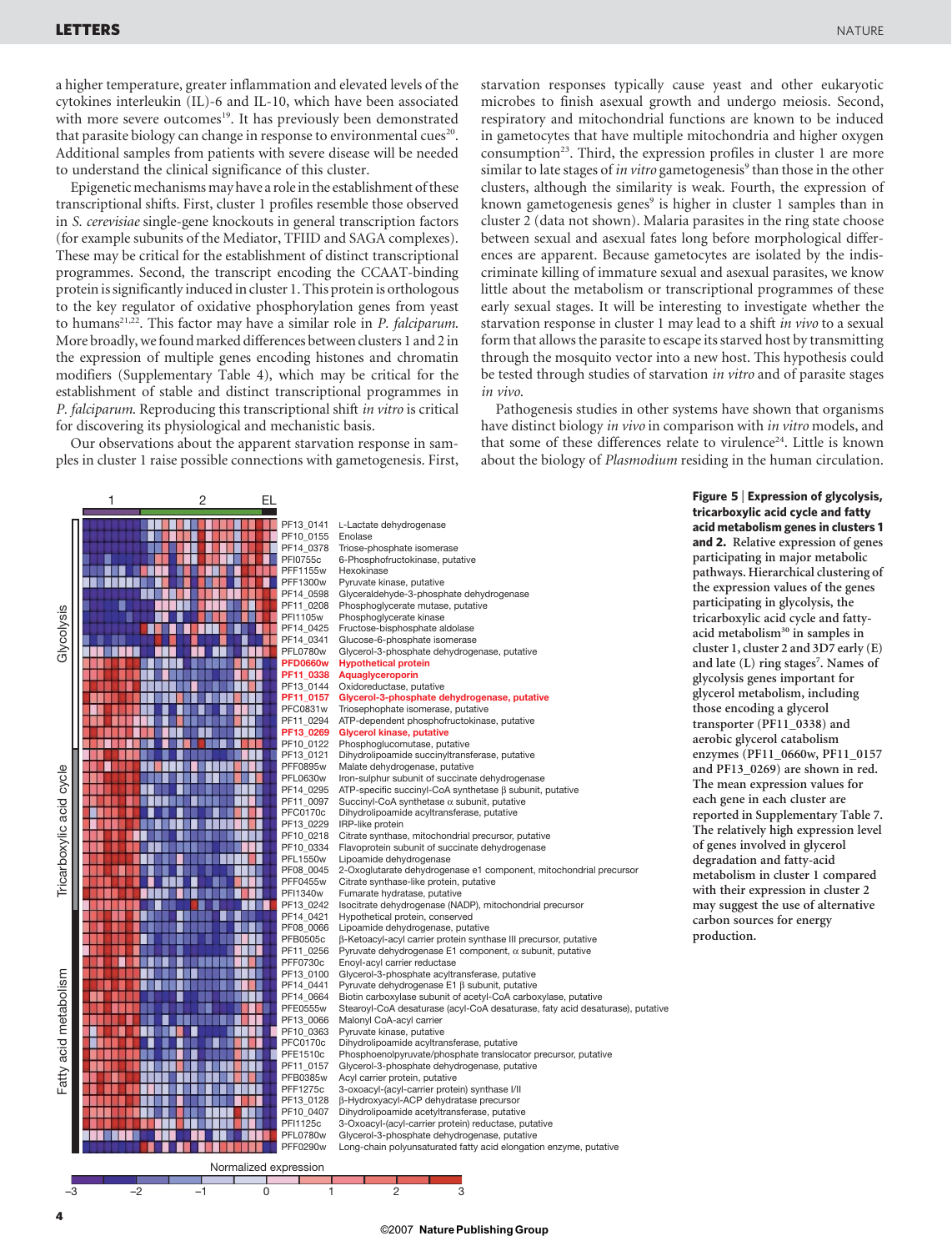a higher temperature, greater inflammation and elevated levels of the cytokines interleukin (IL)-6 and IL-10, which have been associated with more severe outcomes[19]. It has previously been demonstrated that parasite biology can change in response to environmental cues[20]. Additional samples from patients with severe disease will be needed to understand the clinical significance of this cluster.

Epigenetic mechanisms may have a role in the establishment of these transcriptional shifts. First, cluster 1 profiles resemble those observed in *S. cerevisiae* single-gene knockouts in general transcription factors (for example subunits of the Mediator, TFIID and SAGA complexes). These may be critical for the establishment of distinct transcriptional programmes. Second, the transcript encoding the CCAAT-binding protein is significantly induced in cluster 1. This protein is orthologous to the key regulator of oxidative phosphorylation genes from yeast to humans[21,22]. This factor may have a similar role in *P. falciparum*. More broadly, we found marked differences between clusters 1 and 2 in the expression of multiple genes encoding histones and chromatin modifiers (Supplementary Table 4), which may be critical for the establishment of stable and distinct transcriptional programmes in *P. falciparum*. Reproducing this transcriptional shift *in vitro* is critical for discovering its physiological and mechanistic basis.

Our observations about the apparent starvation response in samples in cluster 1 raise possible connections with gametogenesis. First, starvation responses typically cause yeast and other eukaryotic microbes to finish asexual growth and undergo meiosis. Second, respiratory and mitochondrial functions are known to be induced in gametocytes that have multiple mitochondria and higher oxygen consumption[23]. Third, the expression profiles in cluster 1 are more similar to late stages of *in vitro* gametogenesis[9] than those in the other clusters, although the similarity is weak. Fourth, the expression of known gametogenesis genes[9] is higher in cluster 1 samples than in cluster 2 (data not shown). Malaria parasites in the ring state choose between sexual and asexual fates long before morphological differences are apparent. Because gametocytes are isolated by the indiscriminate killing of immature sexual and asexual parasites, we know little about the metabolism or transcriptional programmes of these early sexual stages. It will be interesting to investigate whether the starvation response in cluster 1 may lead to a shift *in vivo* to a sexual form that allows the parasite to escape its starved host by transmitting through the mosquito vector into a new host. This hypothesis could be tested through studies of starvation *in vitro* and of parasite stages *in vivo*.

Pathogenesis studies in other systems have shown that organisms have distinct biology *in vivo* in comparison with *in vitro* models, and that some of these differences relate to virulence[24]. Little is known about the biology of *Plasmodium* residing in the human circulation.

**Figure 5 | Expression of glycolysis, tricarboxylic acid cycle and fatty acid metabolism genes in clusters 1 and 2.** Relative expression of genes participating in major metabolic pathways. Hierarchical clustering of the expression values of the genes participating in glycolysis, the tricarboxylic acid cycle and fatty-acid metabolism[30] in samples in cluster 1, cluster 2 and 3D7 early (E) and late (L) ring stages[7]. Names of glycolysis genes important for glycerol metabolism, including those encoding a glycerol transporter (PF11_0338) and aerobic glycerol catabolism enzymes (PF11_0660w, PF11_0157 and PF13_0269) are shown in red. The mean expression values for each gene in each cluster are reported in Supplementary Table 7. The relatively high expression level of genes involved in glycerol degradation and fatty-acid metabolism in cluster 1 compared with their expression in cluster 2 may suggest the use of alternative carbon sources for energy production.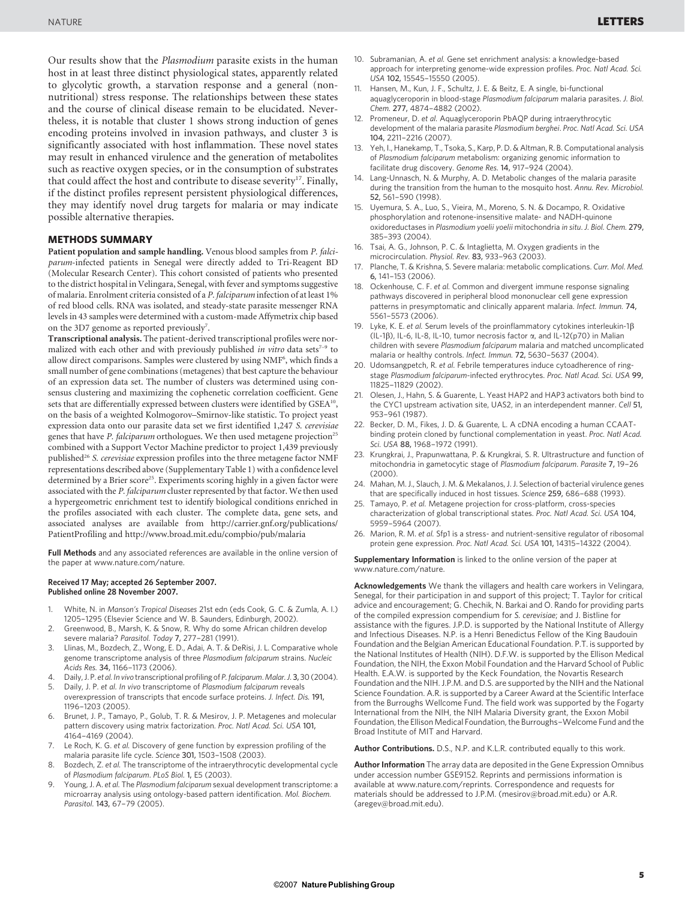Our results show that the *Plasmodium* parasite exists in the human host in at least three distinct physiological states, apparently related to glycolytic growth, a starvation response and a general (non-nutritional) stress response. The relationships between these states and the course of clinical disease remain to be elucidated. Nevertheless, it is notable that cluster 1 shows strong induction of genes encoding proteins involved in invasion pathways, and cluster 3 is significantly associated with host inflammation. These novel states may result in enhanced virulence and the generation of metabolites such as reactive oxygen species, or in the consumption of substrates that could affect the host and contribute to disease severity[17]. Finally, if the distinct profiles represent persistent physiological differences, they may identify novel drug targets for malaria or may indicate possible alternative therapies.

## METHODS SUMMARY

**Patient population and sample handling.** Venous blood samples from *P. falciparum*-infected patients in Senegal were directly added to Tri-Reagent BD (Molecular Research Center). This cohort consisted of patients who presented to the district hospital in Velingara, Senegal, with fever and symptoms suggestive of malaria. Enrolment criteria consisted of a *P. falciparum* infection of at least 1% of red blood cells. RNA was isolated, and steady-state parasite messenger RNA levels in 43 samples were determined with a custom-made Affymetrix chip based on the 3D7 genome as reported previously[7].

**Transcriptional analysis.** The patient-derived transcriptional profiles were normalized with each other and with previously published *in vitro* data sets[7–9] to allow direct comparisons. Samples were clustered by using NMF[6], which finds a small number of gene combinations (metagenes) that best capture the behaviour of an expression data set. The number of clusters was determined using consensus clustering and maximizing the cophenetic correlation coefficient. Gene sets that are differentially expressed between clusters were identified by GSEA[10], on the basis of a weighted Kolmogorov–Smirnov-like statistic. To project yeast expression data onto our parasite data set we first identified 1,247 *S. cerevisiae* genes that have *P. falciparum* orthologues. We then used metagene projection[25] combined with a Support Vector Machine predictor to project 1,439 previously published[26] *S. cerevisiae* expression profiles into the three metagene factor NMF representations described above (Supplementary Table 1) with a confidence level determined by a Brier score[25]. Experiments scoring highly in a given factor were associated with the *P. falciparum* cluster represented by that factor. We then used a hypergeometric enrichment test to identify biological conditions enriched in the profiles associated with each cluster. The complete data, gene sets, and associated analyses are available from http://carrier.gnf.org/publications/PatientProfiling and http://www.broad.mit.edu/compbio/pub/malaria

**Full Methods** and any associated references are available in the online version of the paper at www.nature.com/nature.

**Received 17 May; accepted 26 September 2007.**
**Published online 28 November 2007.**

1. White, N. in *Manson's Tropical Diseases* 21st edn (eds Cook, G. C. & Zumla, A. I.) 1205–1295 (Elsevier Science and W. B. Saunders, Edinburgh, 2002).
2. Greenwood, B., Marsh, K. & Snow, R. Why do some African children develop severe malaria? *Parasitol. Today* **7**, 277–281 (1991).
3. Llinas, M., Bozdech, Z., Wong, E. D., Adai, A. T. & DeRisi, J. L. Comparative whole genome transcriptome analysis of three *Plasmodium falciparum* strains. *Nucleic Acids Res.* **34**, 1166–1173 (2006).
4. Daily, J. P. *et al. In vivo* transcriptional profiling of *P. falciparum*. *Malar. J.* **3**, 30 (2004).
5. Daily, J. P. *et al. In vivo* transcriptome of *Plasmodium falciparum* reveals overexpression of transcripts that encode surface proteins. *J. Infect. Dis.* **191**, 1196–1203 (2005).
6. Brunet, J. P., Tamayo, P., Golub, T. R. & Mesirov, J. P. Metagenes and molecular pattern discovery using matrix factorization. *Proc. Natl Acad. Sci. USA* **101**, 4164–4169 (2004).
7. Le Roch, K. G. *et al.* Discovery of gene function by expression profiling of the malaria parasite life cycle. *Science* **301**, 1503–1508 (2003).
8. Bozdech, Z. *et al.* The transcriptome of the intraerythrocytic developmental cycle of *Plasmodium falciparum*. *PLoS Biol.* **1**, E5 (2003).
9. Young, J. A. *et al.* The *Plasmodium falciparum* sexual development transcriptome: a microarray analysis using ontology-based pattern identification. *Mol. Biochem. Parasitol.* **143**, 67–79 (2005).
10. Subramanian, A. *et al.* Gene set enrichment analysis: a knowledge-based approach for interpreting genome-wide expression profiles. *Proc. Natl Acad. Sci. USA* **102**, 15545–15550 (2005).
11. Hansen, M., Kun, J. F., Schultz, J. E. & Beitz, E. A single, bi-functional aquaglyceroporin in blood-stage *Plasmodium falciparum* malaria parasites. *J. Biol. Chem.* **277**, 4874–4882 (2002).
12. Promeneur, D. *et al.* Aquaglyceroporin PbAQP during intraerythrocytic development of the malaria parasite *Plasmodium berghei*. *Proc. Natl Acad. Sci. USA* **104**, 2211–2216 (2007).
13. Yeh, I., Hanekamp, T., Tsoka, S., Karp, P. D. & Altman, R. B. Computational analysis of *Plasmodium falciparum* metabolism: organizing genomic information to facilitate drug discovery. *Genome Res.* **14**, 917–924 (2004).
14. Lang-Unnasch, N. & Murphy, A. D. Metabolic changes of the malaria parasite during the transition from the human to the mosquito host. *Annu. Rev. Microbiol.* **52**, 561–590 (1998).
15. Uyemura, S. A., Luo, S., Vieira, M., Moreno, S. N. & Docampo, R. Oxidative phosphorylation and rotenone-insensitive malate- and NADH-quinone oxidoreductases in *Plasmodium yoelii yoelii* mitochondria *in situ*. *J. Biol. Chem.* **279**, 385–393 (2004).
16. Tsai, A. G., Johnson, P. C. & Intaglietta, M. Oxygen gradients in the microcirculation. *Physiol. Rev.* **83**, 933–963 (2003).
17. Planche, T. & Krishna, S. Severe malaria: metabolic complications. *Curr. Mol. Med.* **6**, 141–153 (2006).
18. Ockenhouse, C. F. *et al.* Common and divergent immune response signaling pathways discovered in peripheral blood mononuclear cell gene expression patterns in presymptomatic and clinically apparent malaria. *Infect. Immun.* **74**, 5561–5573 (2006).
19. Lyke, K. E. *et al.* Serum levels of the proinflammatory cytokines interleukin-1β (IL-1β), IL-6, IL-8, IL-10, tumor necrosis factor α, and IL-12(p70) in Malian children with severe *Plasmodium falciparum* malaria and matched uncomplicated malaria or healthy controls. *Infect. Immun.* **72**, 5630–5637 (2004).
20. Udomsangpetch, R. *et al.* Febrile temperatures induce cytoadherence of ring-stage *Plasmodium falciparum*-infected erythrocytes. *Proc. Natl Acad. Sci. USA* **99**, 11825–11829 (2002).
21. Olesen, J., Hahn, S. & Guarente, L. Yeast HAP2 and HAP3 activators both bind to the CYC1 upstream activation site, UAS2, in an interdependent manner. *Cell* **51**, 953–961 (1987).
22. Becker, D. M., Fikes, J. D. & Guarente, L. A cDNA encoding a human CCAAT-binding protein cloned by functional complementation in yeast. *Proc. Natl Acad. Sci. USA* **88**, 1968–1972 (1991).
23. Krungkrai, J., Prapunwattana, P. & Krungkrai, S. R. Ultrastructure and function of mitochondria in gametocytic stage of *Plasmodium falciparum*. *Parasite* **7**, 19–26 (2000).
24. Mahan, M. J., Slauch, J. M. & Mekalanos, J. J. Selection of bacterial virulence genes that are specifically induced in host tissues. *Science* **259**, 686–688 (1993).
25. Tamayo, P. *et al.* Metagene projection for cross-platform, cross-species characterization of global transcriptional states. *Proc. Natl Acad. Sci. USA* **104**, 5959–5964 (2007).
26. Marion, R. M. *et al.* Sfp1 is a stress- and nutrient-sensitive regulator of ribosomal protein gene expression. *Proc. Natl Acad. Sci. USA* **101**, 14315–14322 (2004).

**Supplementary Information** is linked to the online version of the paper at www.nature.com/nature.

**Acknowledgements** We thank the villagers and health care workers in Velingara, Senegal, for their participation in and support of this project; T. Taylor for critical advice and encouragement; G. Chechik, N. Barkai and O. Rando for providing parts of the compiled expression compendium for *S. cerevisiae*; and J. Bistline for assistance with the figures. J.P.D. is supported by the National Institute of Allergy and Infectious Diseases. N.P. is a Henri Benedictus Fellow of the King Baudouin Foundation and the Belgian American Educational Foundation. P.T. is supported by the National Institutes of Health (NIH). D.F.W. is supported by the Ellison Medical Foundation, the NIH, the Exxon Mobil Foundation and the Harvard School of Public Health. E.A.W. is supported by the Keck Foundation, the Novartis Research Foundation and the NIH. J.P.M. and D.S. are supported by the NIH and the National Science Foundation. A.R. is supported by a Career Award at the Scientific Interface from the Burroughs Wellcome Fund. The field work was supported by the Fogarty International from the NIH, the NIH Malaria Diversity grant, the Exxon Mobil Foundation, the Ellison Medical Foundation, the Burroughs–Welcome Fund and the Broad Institute of MIT and Harvard.

**Author Contributions.** D.S., N.P. and K.L.R. contributed equally to this work.

**Author Information** The array data are deposited in the Gene Expression Omnibus under accession number GSE9152. Reprints and permissions information is available at www.nature.com/reprints. Correspondence and requests for materials should be addressed to J.P.M. (mesirov@broad.mit.edu) or A.R. (aregev@broad.mit.edu).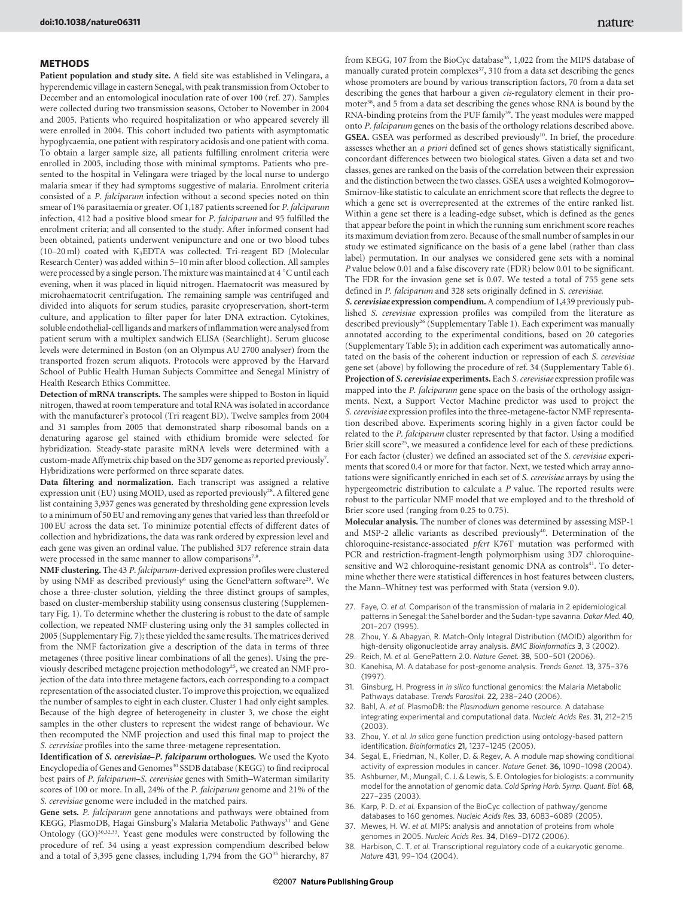## METHODS

**Patient population and study site.** A field site was established in Velingara, a hyperendemic village in eastern Senegal, with peak transmission from October to December and an entomological inoculation rate of over 100 (ref. 27). Samples were collected during two transmission seasons, October to November in 2004 and 2005. Patients who required hospitalization or who appeared severely ill were enrolled in 2004. This cohort included two patients with asymptomatic hypoglycaemia, one patient with respiratory acidosis and one patient with coma. To obtain a larger sample size, all patients fulfilling enrolment criteria were enrolled in 2005, including those with minimal symptoms. Patients who presented to the hospital in Velingara were triaged by the local nurse to undergo malaria smear if they had symptoms suggestive of malaria. Enrolment criteria consisted of a *P. falciparum* infection without a second species noted on thin smear of 1% parasitaemia or greater. Of 1,187 patients screened for *P. falciparum* infection, 412 had a positive blood smear for *P. falciparum* and 95 fulfilled the enrolment criteria; and all consented to the study. After informed consent had been obtained, patients underwent venipuncture and one or two blood tubes (10–20 ml) coated with $K_3$EDTA was collected. Tri-reagent BD (Molecular Research Center) was added within 5–10 min after blood collection. All samples were processed by a single person. The mixture was maintained at 4 °C until each evening, when it was placed in liquid nitrogen. Haematocrit was measured by microhaematocrit centrifugation. The remaining sample was centrifuged and divided into aliquots for serum studies, parasite cryopreservation, short-term culture, and application to filter paper for later DNA extraction. Cytokines, soluble endothelial-cell ligands and markers of inflammation were analysed from patient serum with a multiplex sandwich ELISA (Searchlight). Serum glucose levels were determined in Boston (on an Olympus AU 2700 analyser) from the transported frozen serum aliquots. Protocols were approved by the Harvard School of Public Health Human Subjects Committee and Senegal Ministry of Health Research Ethics Committee.

**Detection of mRNA transcripts.** The samples were shipped to Boston in liquid nitrogen, thawed at room temperature and total RNA was isolated in accordance with the manufacturer's protocol (Tri reagent BD). Twelve samples from 2004 and 31 samples from 2005 that demonstrated sharp ribosomal bands on a denaturing agarose gel stained with ethidium bromide were selected for hybridization. Steady-state parasite mRNA levels were determined with a custom-made Affymetrix chip based on the 3D7 genome as reported previously[7]. Hybridizations were performed on three separate dates.

**Data filtering and normalization.** Each transcript was assigned a relative expression unit (EU) using MOID, used as reported previously[28]. A filtered gene list containing 3,937 genes was generated by thresholding gene expression levels to a minimum of 50 EU and removing any genes that varied less than threefold or 100 EU across the data set. To minimize potential effects of different dates of collection and hybridizations, the data was rank ordered by expression level and each gene was given an ordinal value. The published 3D7 reference strain data were processed in the same manner to allow comparisons[7,9].

**NMF clustering.** The 43 *P. falciparum*-derived expression profiles were clustered by using NMF as described previously[6] using the GenePattern software[29]. We chose a three-cluster solution, yielding the three distinct groups of samples, based on cluster-membership stability using consensus clustering (Supplementary Fig. 1). To determine whether the clustering is robust to the date of sample collection, we repeated NMF clustering using only the 31 samples collected in 2005 (Supplementary Fig. 7); these yielded the same results. The matrices derived from the NMF factorization give a description of the data in terms of three metagenes (three positive linear combinations of all the genes). Using the previously described metagene projection methodology[25], we created an NMF projection of the data into three metagene factors, each corresponding to a compact representation of the associated cluster. To improve this projection, we equalized the number of samples to eight in each cluster. Cluster 1 had only eight samples. Because of the high degree of heterogeneity in cluster 3, we chose the eight samples in the other clusters to represent the widest range of behaviour. We then recomputed the NMF projection and used this final map to project the *S. cerevisiae* profiles into the same three-metagene representation.

**Identification of *S. cerevisiae*–*P. falciparum* orthologues.** We used the Kyoto Encyclopedia of Genes and Genomes[30] SSDB database (KEGG) to find reciprocal best pairs of *P. falciparum*–*S. cerevisiae* genes with Smith–Waterman similarity scores of 100 or more. In all, 24% of the *P. falciparum* genome and 21% of the *S. cerevisiae* genome were included in the matched pairs.

**Gene sets.** *P. falciparum* gene annotations and pathways were obtained from KEGG, PlasmoDB, Hagai Ginsburg's Malaria Metabolic Pathways[31] and Gene Ontology (GO)[30,32,33]. Yeast gene modules were constructed by following the procedure of ref. 34 using a yeast expression compendium described below and a total of 3,395 gene classes, including 1,794 from the GO[35] hierarchy, 87 from KEGG, 107 from the BioCyc database[36], 1,022 from the MIPS database of manually curated protein complexes[37], 310 from a data set describing the genes whose promoters are bound by various transcription factors, 70 from a data set describing the genes that harbour a given *cis*-regulatory element in their promoter[38], and 5 from a data set describing the genes whose RNA is bound by the RNA-binding proteins from the PUF family[39]. The yeast modules were mapped onto *P. falciparum* genes on the basis of the orthology relations described above.

**GSEA.** GSEA was performed as described previously[10]. In brief, the procedure assesses whether an *a priori* defined set of genes shows statistically significant, concordant differences between two biological states. Given a data set and two classes, genes are ranked on the basis of the correlation between their expression and the distinction between the two classes. GSEA uses a weighted Kolmogorov–Smirnov-like statistic to calculate an enrichment score that reflects the degree to which a gene set is overrepresented at the extremes of the entire ranked list. Within a gene set there is a leading-edge subset, which is defined as the genes that appear before the point in which the running sum enrichment score reaches its maximum deviation from zero. Because of the small number of samples in our study we estimated significance on the basis of a gene label (rather than class label) permutation. In our analyses we considered gene sets with a nominal $P$ value below 0.01 and a false discovery rate (FDR) below 0.01 to be significant. The FDR for the invasion gene set is 0.07. We tested a total of 755 gene sets defined in *P. falciparum* and 328 sets originally defined in *S. cerevisiae*.

***S. cerevisiae* expression compendium.** A compendium of 1,439 previously published *S. cerevisiae* expression profiles was compiled from the literature as described previously[26] (Supplementary Table 1). Each experiment was manually annotated according to the experimental conditions, based on 20 categories (Supplementary Table 5); in addition each experiment was automatically annotated on the basis of the coherent induction or repression of each *S. cerevisiae* gene set (above) by following the procedure of ref. 34 (Supplementary Table 6).

**Projection of *S. cerevisiae* experiments.** Each *S. cerevisiae* expression profile was mapped into the *P. falciparum* gene space on the basis of the orthology assignments. Next, a Support Vector Machine predictor was used to project the *S. cerevisiae* expression profiles into the three-metagene-factor NMF representation described above. Experiments scoring highly in a given factor could be related to the *P. falciparum* cluster represented by that factor. Using a modified Brier skill score[25], we measured a confidence level for each of these predictions. For each factor (cluster) we defined an associated set of the *S. cerevisiae* experiments that scored 0.4 or more for that factor. Next, we tested which array annotations were significantly enriched in each set of *S. cerevisiae* arrays by using the hypergeometric distribution to calculate a $P$ value. The reported results were robust to the particular NMF model that we employed and to the threshold of Brier score used (ranging from 0.25 to 0.75).

**Molecular analysis.** The number of clones was determined by assessing MSP-1 and MSP-2 allelic variants as described previously[40]. Determination of the chloroquine-resistance-associated *pfcrt* K76T mutation was performed with PCR and restriction-fragment-length polymorphism using 3D7 chloroquine-sensitive and W2 chloroquine-resistant genomic DNA as controls[41]. To determine whether there were statistical differences in host features between clusters, the Mann–Whitney test was performed with Stata (version 9.0).

27. Faye, O. *et al.* Comparison of the transmission of malaria in 2 epidemiological patterns in Senegal: the Sahel border and the Sudan-type savanna. *Dakar Med.* **40**, 201–207 (1995).
28. Zhou, Y. & Abagyan, R. Match-Only Integral Distribution (MOID) algorithm for high-density oligonucleotide array analysis. *BMC Bioinformatics* **3**, 3 (2002).
29. Reich, M. *et al.* GenePattern 2.0. *Nature Genet.* **38**, 500–501 (2006).
30. Kanehisa, M. A database for post-genome analysis. *Trends Genet.* **13**, 375–376 (1997).
31. Ginsburg, H. Progress in *in silico* functional genomics: the Malaria Metabolic Pathways database. *Trends Parasitol.* **22**, 238–240 (2006).
32. Bahl, A. *et al.* PlasmoDB: the *Plasmodium* genome resource. A database integrating experimental and computational data. *Nucleic Acids Res.* **31**, 212–215 (2003).
33. Zhou, Y. *et al.* *In silico* gene function prediction using ontology-based pattern identification. *Bioinformatics* **21**, 1237–1245 (2005).
34. Segal, E., Friedman, N., Koller, D. & Regev, A. A module map showing conditional activity of expression modules in cancer. *Nature Genet.* **36**, 1090–1098 (2004).
35. Ashburner, M., Mungall, C. J. & Lewis, S. E. Ontologies for biologists: a community model for the annotation of genomic data. *Cold Spring Harb. Symp. Quant. Biol.* **68**, 227–235 (2003).
36. Karp, P. D. *et al.* Expansion of the BioCyc collection of pathway/genome databases to 160 genomes. *Nucleic Acids Res.* **33**, 6083–6089 (2005).
37. Mewes, H. W. *et al.* MIPS: analysis and annotation of proteins from whole genomes in 2005. *Nucleic Acids Res.* **34**, D169–D172 (2006).
38. Harbison, C. T. *et al.* Transcriptional regulatory code of a eukaryotic genome. *Nature* **431**, 99–104 (2004).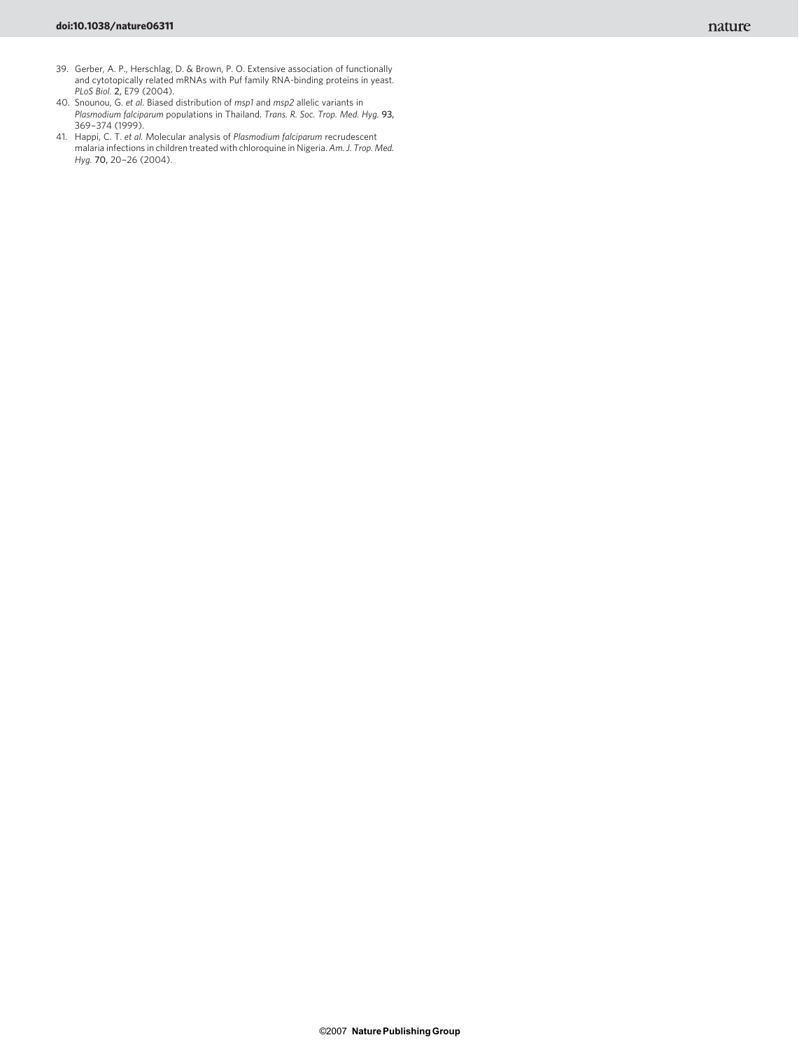39. Gerber, A. P., Herschlag, D. & Brown, P. O. Extensive association of functionally and cytotopically related mRNAs with Puf family RNA-binding proteins in yeast. *PLoS Biol.* **2,** E79 (2004).
40. Snounou, G. *et al.* Biased distribution of *msp1* and *msp2* allelic variants in *Plasmodium falciparum* populations in Thailand. *Trans. R. Soc. Trop. Med. Hyg.* **93,** 369–374 (1999).
41. Happi, C. T. *et al.* Molecular analysis of *Plasmodium falciparum* recrudescent malaria infections in children treated with chloroquine in Nigeria. *Am. J. Trop. Med. Hyg.* **70,** 20–26 (2004).